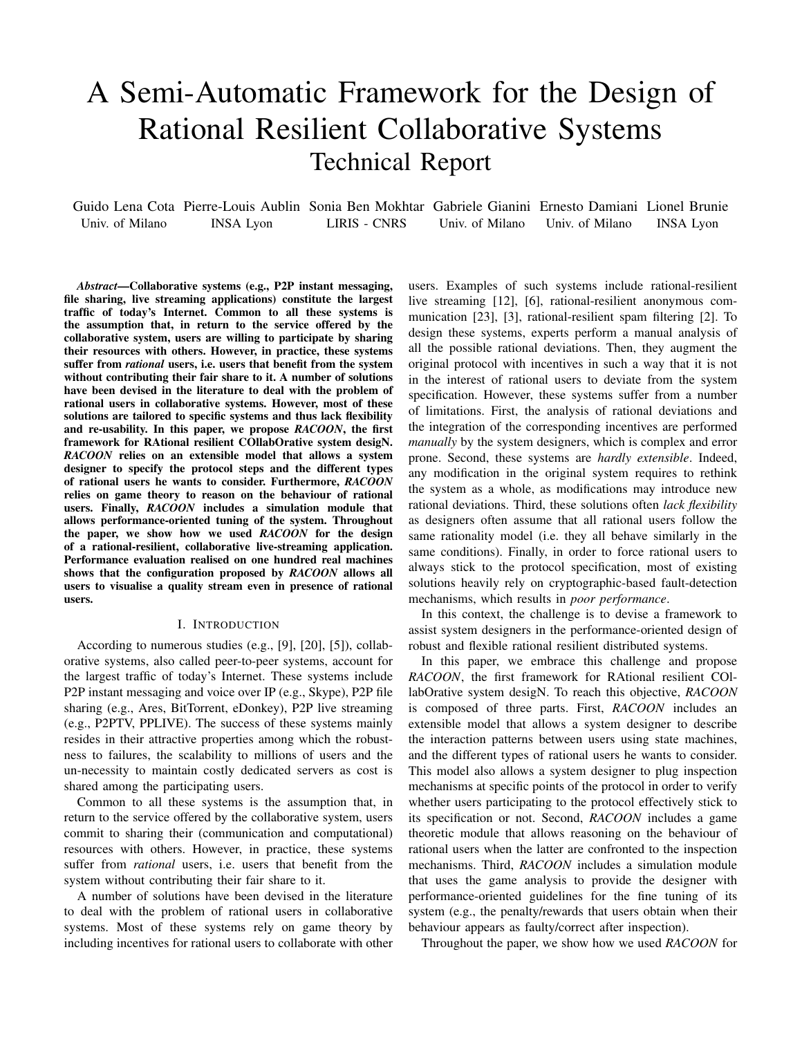# A Semi-Automatic Framework for the Design of Rational Resilient Collaborative Systems

## Technical Report

Guido Lena Cota (Univ. of Milano), Pierre-Louis Aublin (INSA Lyon), Sonia Ben Mokhtar (LIRIS - CNRS), Gabriele Gianini (Univ. of Milano), Ernesto Damiani (Univ. of Milano), Lionel Brunie (INSA Lyon)

***Abstract*—Collaborative systems (e.g., P2P instant messaging, file sharing, live streaming applications) constitute the largest traffic of today's Internet. Common to all these systems is the assumption that, in return to the service offered by the collaborative system, users are willing to participate by sharing their resources with others. However, in practice, these systems suffer from *rational* users, i.e. users that benefit from the system without contributing their fair share to it. A number of solutions have been devised in the literature to deal with the problem of rational users in collaborative systems. However, most of these solutions are tailored to specific systems and thus lack flexibility and re-usability. In this paper, we propose *RACOON*, the first framework for RAtional resilient COllabOrative system desigN. *RACOON* relies on an extensible model that allows a system designer to specify the protocol steps and the different types of rational users he wants to consider. Furthermore, *RACOON* relies on game theory to reason on the behaviour of rational users. Finally, *RACOON* includes a simulation module that allows performance-oriented tuning of the system. Throughout the paper, we show how we used *RACOON* for the design of a rational-resilient, collaborative live-streaming application. Performance evaluation realised on one hundred real machines shows that the configuration proposed by *RACOON* allows all users to visualise a quality stream even in presence of rational users.**

## I. Introduction

According to numerous studies (e.g., [9], [20], [5]), collaborative systems, also called peer-to-peer systems, account for the largest traffic of today's Internet. These systems include P2P instant messaging and voice over IP (e.g., Skype), P2P file sharing (e.g., Ares, BitTorrent, eDonkey), P2P live streaming (e.g., P2PTV, PPLIVE). The success of these systems mainly resides in their attractive properties among which the robustness to failures, the scalability to millions of users and the un-necessity to maintain costly dedicated servers as cost is shared among the participating users.

Common to all these systems is the assumption that, in return to the service offered by the collaborative system, users commit to sharing their (communication and computational) resources with others. However, in practice, these systems suffer from *rational* users, i.e. users that benefit from the system without contributing their fair share to it.

A number of solutions have been devised in the literature to deal with the problem of rational users in collaborative systems. Most of these systems rely on game theory by including incentives for rational users to collaborate with other users. Examples of such systems include rational-resilient live streaming [12], [6], rational-resilient anonymous communication [23], [3], rational-resilient spam filtering [2]. To design these systems, experts perform a manual analysis of all the possible rational deviations. Then, they augment the original protocol with incentives in such a way that it is not in the interest of rational users to deviate from the system specification. However, these systems suffer from a number of limitations. First, the analysis of rational deviations and the integration of the corresponding incentives are performed *manually* by the system designers, which is complex and error prone. Second, these systems are *hardly extensible*. Indeed, any modification in the original system requires to rethink the system as a whole, as modifications may introduce new rational deviations. Third, these solutions often *lack flexibility* as designers often assume that all rational users follow the same rationality model (i.e. they all behave similarly in the same conditions). Finally, in order to force rational users to always stick to the protocol specification, most of existing solutions heavily rely on cryptographic-based fault-detection mechanisms, which results in *poor performance*.

In this context, the challenge is to devise a framework to assist system designers in the performance-oriented design of robust and flexible rational resilient distributed systems.

In this paper, we embrace this challenge and propose *RACOON*, the first framework for RAtional resilient COllabOrative system desigN. To reach this objective, *RACOON* is composed of three parts. First, *RACOON* includes an extensible model that allows a system designer to describe the interaction patterns between users using state machines, and the different types of rational users he wants to consider. This model also allows a system designer to plug inspection mechanisms at specific points of the protocol in order to verify whether users participating to the protocol effectively stick to its specification or not. Second, *RACOON* includes a game theoretic module that allows reasoning on the behaviour of rational users when the latter are confronted to the inspection mechanisms. Third, *RACOON* includes a simulation module that uses the game analysis to provide the designer with performance-oriented guidelines for the fine tuning of its system (e.g., the penalty/rewards that users obtain when their behaviour appears as faulty/correct after inspection).

Throughout the paper, we show how we used *RACOON* for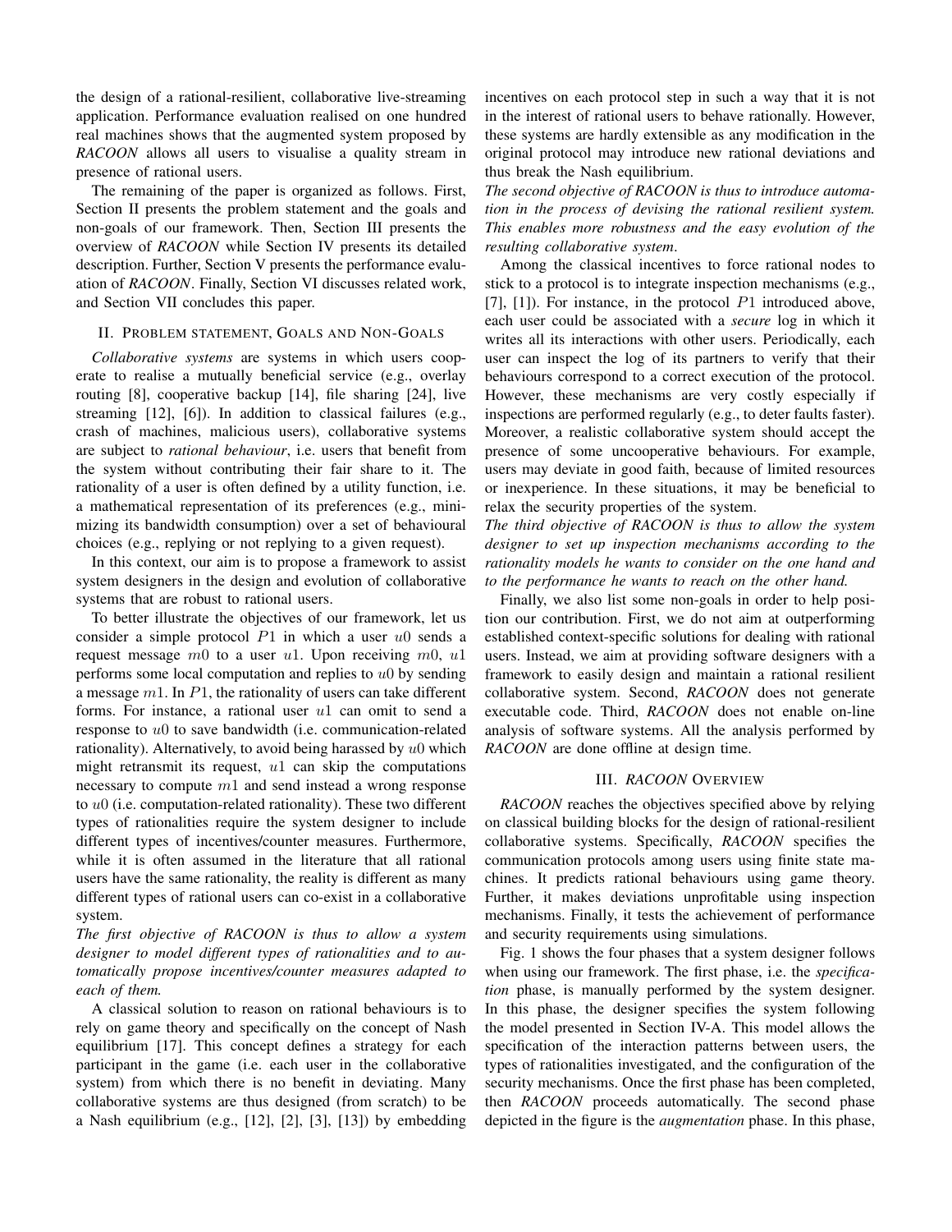the design of a rational-resilient, collaborative live-streaming application. Performance evaluation realised on one hundred real machines shows that the augmented system proposed by *RACOON* allows all users to visualise a quality stream in presence of rational users.

The remaining of the paper is organized as follows. First, Section II presents the problem statement and the goals and non-goals of our framework. Then, Section III presents the overview of *RACOON* while Section IV presents its detailed description. Further, Section V presents the performance evaluation of *RACOON*. Finally, Section VI discusses related work, and Section VII concludes this paper.

## II. Problem statement, Goals and Non-Goals

*Collaborative systems* are systems in which users cooperate to realise a mutually beneficial service (e.g., overlay routing [8], cooperative backup [14], file sharing [24], live streaming [12], [6]). In addition to classical failures (e.g., crash of machines, malicious users), collaborative systems are subject to *rational behaviour*, i.e. users that benefit from the system without contributing their fair share to it. The rationality of a user is often defined by a utility function, i.e. a mathematical representation of its preferences (e.g., minimizing its bandwidth consumption) over a set of behavioural choices (e.g., replying or not replying to a given request).

In this context, our aim is to propose a framework to assist system designers in the design and evolution of collaborative systems that are robust to rational users.

To better illustrate the objectives of our framework, let us consider a simple protocol $P1$ in which a user $u0$ sends a request message $m0$ to a user $u1$. Upon receiving $m0$, $u1$ performs some local computation and replies to $u0$ by sending a message $m1$. In $P1$, the rationality of users can take different forms. For instance, a rational user $u1$ can omit to send a response to $u0$ to save bandwidth (i.e. communication-related rationality). Alternatively, to avoid being harassed by $u0$ which might retransmit its request, $u1$ can skip the computations necessary to compute $m1$ and send instead a wrong response to $u0$ (i.e. computation-related rationality). These two different types of rationalities require the system designer to include different types of incentives/counter measures. Furthermore, while it is often assumed in the literature that all rational users have the same rationality, the reality is different as many different types of rational users can co-exist in a collaborative system.

*The first objective of RACOON is thus to allow a system designer to model different types of rationalities and to automatically propose incentives/counter measures adapted to each of them.*

A classical solution to reason on rational behaviours is to rely on game theory and specifically on the concept of Nash equilibrium [17]. This concept defines a strategy for each participant in the game (i.e. each user in the collaborative system) from which there is no benefit in deviating. Many collaborative systems are thus designed (from scratch) to be a Nash equilibrium (e.g., [12], [2], [3], [13]) by embedding incentives on each protocol step in such a way that it is not in the interest of rational users to behave rationally. However, these systems are hardly extensible as any modification in the original protocol may introduce new rational deviations and thus break the Nash equilibrium.

*The second objective of RACOON is thus to introduce automation in the process of devising the rational resilient system. This enables more robustness and the easy evolution of the resulting collaborative system.*

Among the classical incentives to force rational nodes to stick to a protocol is to integrate inspection mechanisms (e.g., [7], [1]). For instance, in the protocol $P1$ introduced above, each user could be associated with a *secure* log in which it writes all its interactions with other users. Periodically, each user can inspect the log of its partners to verify that their behaviours correspond to a correct execution of the protocol. However, these mechanisms are very costly especially if inspections are performed regularly (e.g., to deter faults faster). Moreover, a realistic collaborative system should accept the presence of some uncooperative behaviours. For example, users may deviate in good faith, because of limited resources or inexperience. In these situations, it may be beneficial to relax the security properties of the system.

*The third objective of RACOON is thus to allow the system designer to set up inspection mechanisms according to the rationality models he wants to consider on the one hand and to the performance he wants to reach on the other hand.*

Finally, we also list some non-goals in order to help position our contribution. First, we do not aim at outperforming established context-specific solutions for dealing with rational users. Instead, we aim at providing software designers with a framework to easily design and maintain a rational resilient collaborative system. Second, *RACOON* does not generate executable code. Third, *RACOON* does not enable on-line analysis of software systems. All the analysis performed by *RACOON* are done offline at design time.

## III. *RACOON* Overview

*RACOON* reaches the objectives specified above by relying on classical building blocks for the design of rational-resilient collaborative systems. Specifically, *RACOON* specifies the communication protocols among users using finite state machines. It predicts rational behaviours using game theory. Further, it makes deviations unprofitable using inspection mechanisms. Finally, it tests the achievement of performance and security requirements using simulations.

Fig. 1 shows the four phases that a system designer follows when using our framework. The first phase, i.e. the *specification* phase, is manually performed by the system designer. In this phase, the designer specifies the system following the model presented in Section IV-A. This model allows the specification of the interaction patterns between users, the types of rationalities investigated, and the configuration of the security mechanisms. Once the first phase has been completed, then *RACOON* proceeds automatically. The second phase depicted in the figure is the *augmentation* phase. In this phase,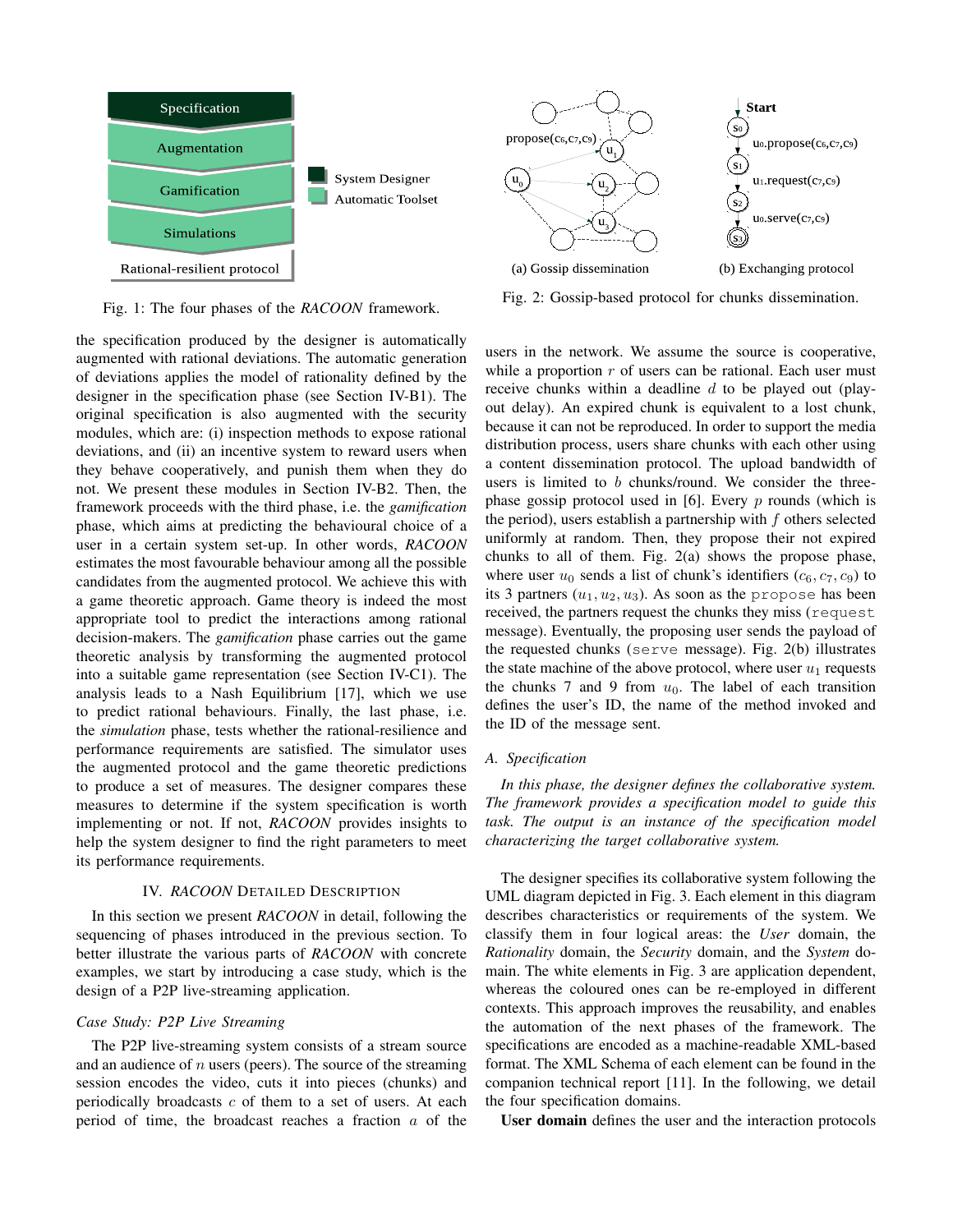Fig. 1: The four phases of the *RACOON* framework.

Fig. 2: Gossip-based protocol for chunks dissemination.

(a) Gossip dissemination

(b) Exchanging protocol

the specification produced by the designer is automatically augmented with rational deviations. The automatic generation of deviations applies the model of rationality defined by the designer in the specification phase (see Section IV-B1). The original specification is also augmented with the security modules, which are: (i) inspection methods to expose rational deviations, and (ii) an incentive system to reward users when they behave cooperatively, and punish them when they do not. We present these modules in Section IV-B2. Then, the framework proceeds with the third phase, i.e. the *gamification* phase, which aims at predicting the behavioural choice of a user in a certain system set-up. In other words, *RACOON* estimates the most favourable behaviour among all the possible candidates from the augmented protocol. We achieve this with a game theoretic approach. Game theory is indeed the most appropriate tool to predict the interactions among rational decision-makers. The *gamification* phase carries out the game theoretic analysis by transforming the augmented protocol into a suitable game representation (see Section IV-C1). The analysis leads to a Nash Equilibrium [17], which we use to predict rational behaviours. Finally, the last phase, i.e. the *simulation* phase, tests whether the rational-resilience and performance requirements are satisfied. The simulator uses the augmented protocol and the game theoretic predictions to produce a set of measures. The designer compares these measures to determine if the system specification is worth implementing or not. If not, *RACOON* provides insights to help the system designer to find the right parameters to meet its performance requirements.

## IV. *RACOON* Detailed Description

In this section we present *RACOON* in detail, following the sequencing of phases introduced in the previous section. To better illustrate the various parts of *RACOON* with concrete examples, we start by introducing a case study, which is the design of a P2P live-streaming application.

### *Case Study: P2P Live Streaming*

The P2P live-streaming system consists of a stream source and an audience of $n$ users (peers). The source of the streaming session encodes the video, cuts it into pieces (chunks) and periodically broadcasts $c$ of them to a set of users. At each period of time, the broadcast reaches a fraction $a$ of the users in the network. We assume the source is cooperative, while a proportion $r$ of users can be rational. Each user must receive chunks within a deadline $d$ to be played out (play-out delay). An expired chunk is equivalent to a lost chunk, because it can not be reproduced. In order to support the media distribution process, users share chunks with each other using a content dissemination protocol. The upload bandwidth of users is limited to $b$ chunks/round. We consider the three-phase gossip protocol used in [6]. Every $p$ rounds (which is the period), users establish a partnership with $f$ others selected uniformly at random. Then, they propose their not expired chunks to all of them. Fig. 2(a) shows the propose phase, where user $u_0$ sends a list of chunk's identifiers ($c_6, c_7, c_9$) to its 3 partners ($u_1, u_2, u_3$). As soon as the `propose` has been received, the partners request the chunks they miss (`request` message). Eventually, the proposing user sends the payload of the requested chunks (`serve` message). Fig. 2(b) illustrates the state machine of the above protocol, where user $u_1$ requests the chunks 7 and 9 from $u_0$. The label of each transition defines the user's ID, the name of the method invoked and the ID of the message sent.

### *A. Specification*

*In this phase, the designer defines the collaborative system. The framework provides a specification model to guide this task. The output is an instance of the specification model characterizing the target collaborative system.*

The designer specifies its collaborative system following the UML diagram depicted in Fig. 3. Each element in this diagram describes characteristics or requirements of the system. We classify them in four logical areas: the *User* domain, the *Rationality* domain, the *Security* domain, and the *System* domain. The white elements in Fig. 3 are application dependent, whereas the coloured ones can be re-employed in different contexts. This approach improves the reusability, and enables the automation of the next phases of the framework. The specifications are encoded as a machine-readable XML-based format. The XML Schema of each element can be found in the companion technical report [11]. In the following, we detail the four specification domains.

**User domain** defines the user and the interaction protocols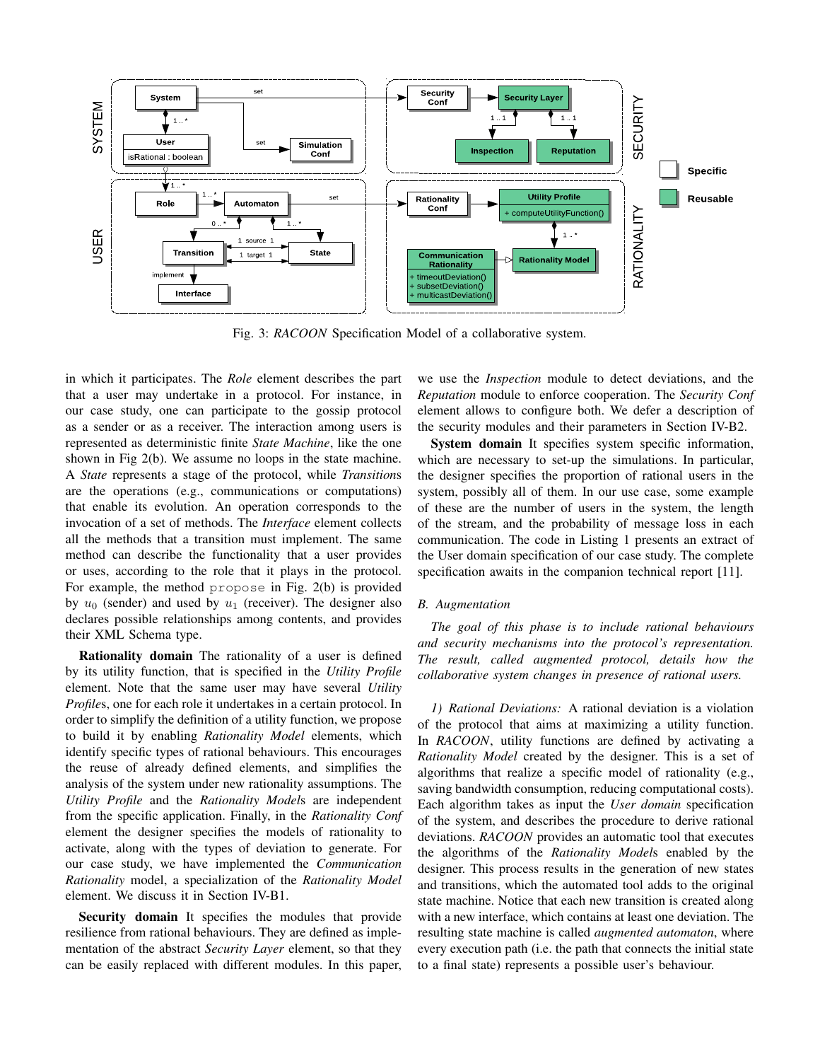Fig. 3: *RACOON* Specification Model of a collaborative system.

in which it participates. The *Role* element describes the part that a user may undertake in a protocol. For instance, in our case study, one can participate to the gossip protocol as a sender or as a receiver. The interaction among users is represented as deterministic finite *State Machine*, like the one shown in Fig 2(b). We assume no loops in the state machine. A *State* represents a stage of the protocol, while *Transition*s are the operations (e.g., communications or computations) that enable its evolution. An operation corresponds to the invocation of a set of methods. The *Interface* element collects all the methods that a transition must implement. The same method can describe the functionality that a user provides or uses, according to the role that it plays in the protocol. For example, the method `propose` in Fig. 2(b) is provided by $u_0$ (sender) and used by $u_1$ (receiver). The designer also declares possible relationships among contents, and provides their XML Schema type.

**Rationality domain** The rationality of a user is defined by its utility function, that is specified in the *Utility Profile* element. Note that the same user may have several *Utility Profile*s, one for each role it undertakes in a certain protocol. In order to simplify the definition of a utility function, we propose to build it by enabling *Rationality Model* elements, which identify specific types of rational behaviours. This encourages the reuse of already defined elements, and simplifies the analysis of the system under new rationality assumptions. The *Utility Profile* and the *Rationality Model*s are independent from the specific application. Finally, in the *Rationality Conf* element the designer specifies the models of rationality to activate, along with the types of deviation to generate. For our case study, we have implemented the *Communication Rationality* model, a specialization of the *Rationality Model* element. We discuss it in Section IV-B1.

**Security domain** It specifies the modules that provide resilience from rational behaviours. They are defined as implementation of the abstract *Security Layer* element, so that they can be easily replaced with different modules. In this paper, we use the *Inspection* module to detect deviations, and the *Reputation* module to enforce cooperation. The *Security Conf* element allows to configure both. We defer a description of the security modules and their parameters in Section IV-B2.

**System domain** It specifies system specific information, which are necessary to set-up the simulations. In particular, the designer specifies the proportion of rational users in the system, possibly all of them. In our use case, some example of these are the number of users in the system, the length of the stream, and the probability of message loss in each communication. The code in Listing 1 presents an extract of the User domain specification of our case study. The complete specification awaits in the companion technical report [11].

### B. Augmentation

*The goal of this phase is to include rational behaviours and security mechanisms into the protocol's representation. The result, called augmented protocol, details how the collaborative system changes in presence of rational users.*

*1) Rational Deviations:* A rational deviation is a violation of the protocol that aims at maximizing a utility function. In *RACOON*, utility functions are defined by activating a *Rationality Model* created by the designer. This is a set of algorithms that realize a specific model of rationality (e.g., saving bandwidth consumption, reducing computational costs). Each algorithm takes as input the *User domain* specification of the system, and describes the procedure to derive rational deviations. *RACOON* provides an automatic tool that executes the algorithms of the *Rationality Model*s enabled by the designer. This process results in the generation of new states and transitions, which the automated tool adds to the original state machine. Notice that each new transition is created along with a new interface, which contains at least one deviation. The resulting state machine is called *augmented automaton*, where every execution path (i.e. the path that connects the initial state to a final state) represents a possible user's behaviour.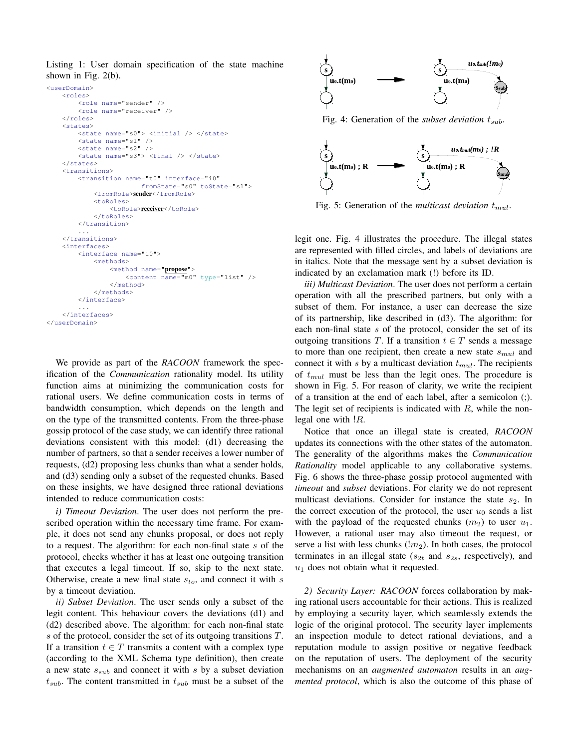Listing 1: User domain specification of the state machine shown in Fig. 2(b).

```
<userDomain>
    <roles>
        <role name="sender" />
        <role name="receiver" />
    </roles>
    <states>
        <state name="s0"> <initial /> </state>
        <state name="s1" />
        <state name="s2" />
        <state name="s3"> <final /> </state>
    </states>
    <transitions>
        <transition name="t0" interface="i0"
                    fromState="s0" toState="s1">
            <fromRole>sender</fromRole>
            <toRoles>
                <toRole>receiver</toRole>
            </toRoles>
        </transition>
        ...
    </transitions>
    <interfaces>
        <interface name="i0">
            <methods>
                <method name="propose">
                    <content name="m0" type="list" />
                </method>
            </methods>
        </interface>
        ...
    </interfaces>
</userDomain>
```

We provide as part of the *RACOON* framework the specification of the *Communication* rationality model. Its utility function aims at minimizing the communication costs for rational users. We define communication costs in terms of bandwidth consumption, which depends on the length and on the type of the transmitted contents. From the three-phase gossip protocol of the case study, we can identify three rational deviations consistent with this model: (d1) decreasing the number of partners, so that a sender receives a lower number of requests, (d2) proposing less chunks than what a sender holds, and (d3) sending only a subset of the requested chunks. Based on these insights, we have designed three rational deviations intended to reduce communication costs:

*i) Timeout Deviation*. The user does not perform the prescribed operation within the necessary time frame. For example, it does not send any chunks proposal, or does not reply to a request. The algorithm: for each non-final state $s$ of the protocol, checks whether it has at least one outgoing transition that executes a legal timeout. If so, skip to the next state. Otherwise, create a new final state $s_{to}$, and connect it with $s$ by a timeout deviation.

*ii) Subset Deviation*. The user sends only a subset of the legit content. This behaviour covers the deviations (d1) and (d2) described above. The algorithm: for each non-final state $s$ of the protocol, consider the set of its outgoing transitions $T$. If a transition $t \in T$ transmits a content with a complex type (according to the XML Schema type definition), then create a new state $s_{sub}$ and connect it with $s$ by a subset deviation $t_{sub}$. The content transmitted in $t_{sub}$ must be a subset of the legit one. Fig. 4 illustrates the procedure. The illegal states are represented with filled circles, and labels of deviations are in italics. Note that the message sent by a subset deviation is indicated by an exclamation mark (!) before its ID.

Fig. 4: Generation of the *subset deviation* $t_{sub}$.

Fig. 5: Generation of the *multicast deviation* $t_{mul}$.

*iii) Multicast Deviation*. The user does not perform a certain operation with all the prescribed partners, but only with a subset of them. For instance, a user can decrease the size of its partnership, like described in (d3). The algorithm: for each non-final state $s$ of the protocol, consider the set of its outgoing transitions $T$. If a transition $t \in T$ sends a message to more than one recipient, then create a new state $s_{mul}$ and connect it with $s$ by a multicast deviation $t_{mul}$. The recipients of $t_{mul}$ must be less than the legit ones. The procedure is shown in Fig. 5. For reason of clarity, we write the recipient of a transition at the end of each label, after a semicolon (;). The legit set of recipients is indicated with $R$, while the non-legal one with $!R$.

Notice that once an illegal state is created, *RACOON* updates its connections with the other states of the automaton. The generality of the algorithms makes the *Communication Rationality* model applicable to any collaborative systems. Fig. 6 shows the three-phase gossip protocol augmented with *timeout* and *subset* deviations. For clarity we do not represent multicast deviations. Consider for instance the state $s_2$. In the correct execution of the protocol, the user $u_0$ sends a list with the payload of the requested chunks ($m_2$) to user $u_1$. However, a rational user may also timeout the request, or serve a list with less chunks ($!m_2$). In both cases, the protocol terminates in an illegal state ($s_{2t}$ and $s_{2s}$, respectively), and $u_1$ does not obtain what it requested.

*2) Security Layer: RACOON* forces collaboration by making rational users accountable for their actions. This is realized by employing a security layer, which seamlessly extends the logic of the original protocol. The security layer implements an inspection module to detect rational deviations, and a reputation module to assign positive or negative feedback on the reputation of users. The deployment of the security mechanisms on an *augmented automaton* results in an *augmented protocol*, which is also the outcome of this phase of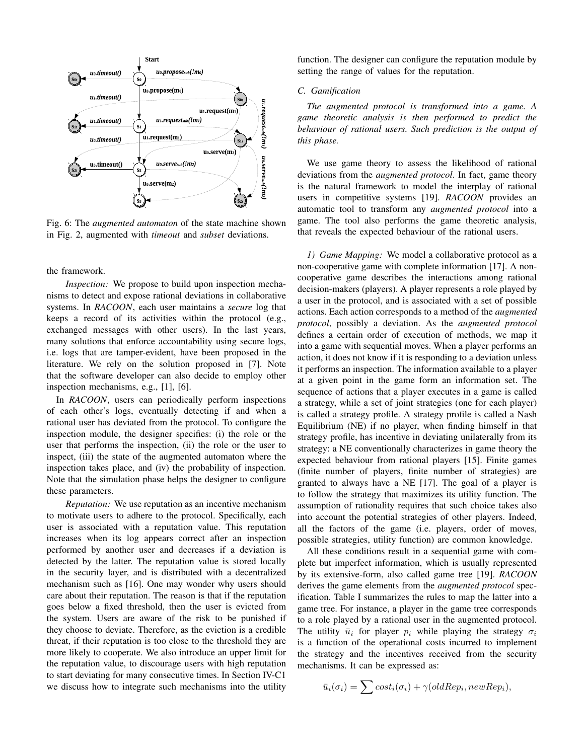Fig. 6: The *augmented automaton* of the state machine shown in Fig. 2, augmented with *timeout* and *subset* deviations.

the framework.

*Inspection:* We propose to build upon inspection mechanisms to detect and expose rational deviations in collaborative systems. In *RACOON*, each user maintains a *secure* log that keeps a record of its activities within the protocol (e.g., exchanged messages with other users). In the last years, many solutions that enforce accountability using secure logs, i.e. logs that are tamper-evident, have been proposed in the literature. We rely on the solution proposed in [7]. Note that the software developer can also decide to employ other inspection mechanisms, e.g., [1], [6].

In *RACOON*, users can periodically perform inspections of each other's logs, eventually detecting if and when a rational user has deviated from the protocol. To configure the inspection module, the designer specifies: (i) the role or the user that performs the inspection, (ii) the role or the user to inspect, (iii) the state of the augmented automaton where the inspection takes place, and (iv) the probability of inspection. Note that the simulation phase helps the designer to configure these parameters.

*Reputation:* We use reputation as an incentive mechanism to motivate users to adhere to the protocol. Specifically, each user is associated with a reputation value. This reputation increases when its log appears correct after an inspection performed by another user and decreases if a deviation is detected by the latter. The reputation value is stored locally in the security layer, and is distributed with a decentralized mechanism such as [16]. One may wonder why users should care about their reputation. The reason is that if the reputation goes below a fixed threshold, then the user is evicted from the system. Users are aware of the risk to be punished if they choose to deviate. Therefore, as the eviction is a credible threat, if their reputation is too close to the threshold they are more likely to cooperate. We also introduce an upper limit for the reputation value, to discourage users with high reputation to start deviating for many consecutive times. In Section IV-C1 we discuss how to integrate such mechanisms into the utility function. The designer can configure the reputation module by setting the range of values for the reputation.

### C. Gamification

*The augmented protocol is transformed into a game. A game theoretic analysis is then performed to predict the behaviour of rational users. Such prediction is the output of this phase.*

We use game theory to assess the likelihood of rational deviations from the *augmented protocol*. In fact, game theory is the natural framework to model the interplay of rational users in competitive systems [19]. *RACOON* provides an automatic tool to transform any *augmented protocol* into a game. The tool also performs the game theoretic analysis, that reveals the expected behaviour of the rational users.

*1) Game Mapping:* We model a collaborative protocol as a non-cooperative game with complete information [17]. A non-cooperative game describes the interactions among rational decision-makers (players). A player represents a role played by a user in the protocol, and is associated with a set of possible actions. Each action corresponds to a method of the *augmented protocol*, possibly a deviation. As the *augmented protocol* defines a certain order of execution of methods, we map it into a game with sequential moves. When a player performs an action, it does not know if it is responding to a deviation unless it performs an inspection. The information available to a player at a given point in the game form an information set. The sequence of actions that a player executes in a game is called a strategy, while a set of joint strategies (one for each player) is called a strategy profile. A strategy profile is called a Nash Equilibrium (NE) if no player, when finding himself in that strategy profile, has incentive in deviating unilaterally from its strategy: a NE conventionally characterizes in game theory the expected behaviour from rational players [15]. Finite games (finite number of players, finite number of strategies) are granted to always have a NE [17]. The goal of a player is to follow the strategy that maximizes its utility function. The assumption of rationality requires that such choice takes also into account the potential strategies of other players. Indeed, all the factors of the game (i.e. players, order of moves, possible strategies, utility function) are common knowledge.

All these conditions result in a sequential game with complete but imperfect information, which is usually represented by its extensive-form, also called game tree [19]. *RACOON* derives the game elements from the *augmented protocol* specification. Table I summarizes the rules to map the latter into a game tree. For instance, a player in the game tree corresponds to a role played by a rational user in the augmented protocol. The utility $\bar{u}_i$ for player $p_i$ while playing the strategy $\sigma_i$ is a function of the operational costs incurred to implement the strategy and the incentives received from the security mechanisms. It can be expressed as:

$$\bar{u}_i(\sigma_i) = \sum cost_i(\sigma_i) + \gamma(oldRep_i, newRep_i),$$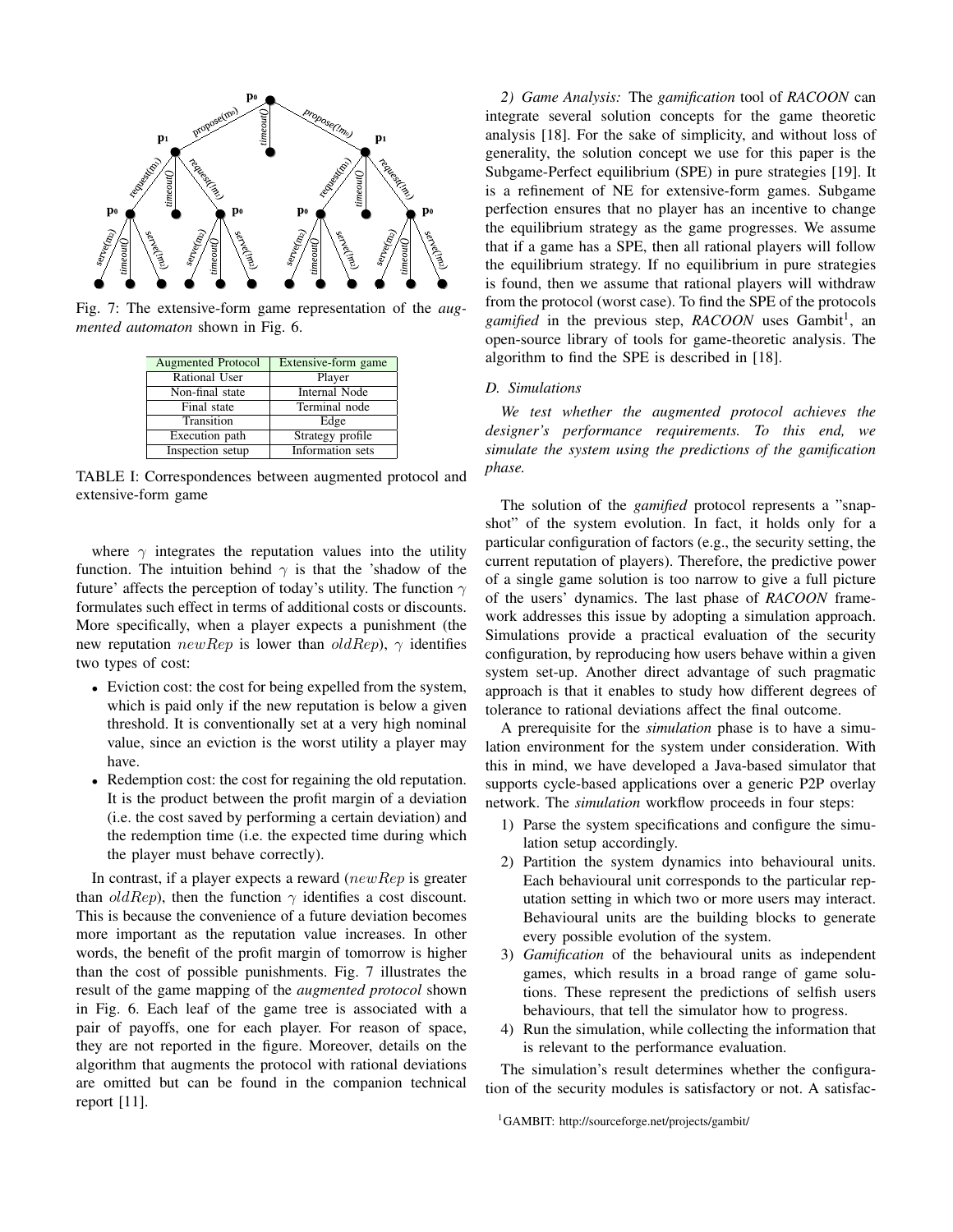Fig. 7: The extensive-form game representation of the *augmented automaton* shown in Fig. 6.

| Augmented Protocol | Extensive-form game |
|---|---|
| Rational User | Player |
| Non-final state | Internal Node |
| Final state | Terminal node |
| Transition | Edge |
| Execution path | Strategy profile |
| Inspection setup | Information sets |

TABLE I: Correspondences between augmented protocol and extensive-form game

where $\gamma$ integrates the reputation values into the utility function. The intuition behind $\gamma$ is that the 'shadow of the future' affects the perception of today's utility. The function $\gamma$ formulates such effect in terms of additional costs or discounts. More specifically, when a player expects a punishment (the new reputation $newRep$ is lower than $oldRep$), $\gamma$ identifies two types of cost:

- Eviction cost: the cost for being expelled from the system, which is paid only if the new reputation is below a given threshold. It is conventionally set at a very high nominal value, since an eviction is the worst utility a player may have.
- Redemption cost: the cost for regaining the old reputation. It is the product between the profit margin of a deviation (i.e. the cost saved by performing a certain deviation) and the redemption time (i.e. the expected time during which the player must behave correctly).

In contrast, if a player expects a reward ($newRep$ is greater than $oldRep$), then the function $\gamma$ identifies a cost discount. This is because the convenience of a future deviation becomes more important as the reputation value increases. In other words, the benefit of the profit margin of tomorrow is higher than the cost of possible punishments. Fig. 7 illustrates the result of the game mapping of the *augmented protocol* shown in Fig. 6. Each leaf of the game tree is associated with a pair of payoffs, one for each player. For reason of space, they are not reported in the figure. Moreover, details on the algorithm that augments the protocol with rational deviations are omitted but can be found in the companion technical report [11].

*2) Game Analysis:* The *gamification* tool of *RACOON* can integrate several solution concepts for the game theoretic analysis [18]. For the sake of simplicity, and without loss of generality, the solution concept we use for this paper is the Subgame-Perfect equilibrium (SPE) in pure strategies [19]. It is a refinement of NE for extensive-form games. Subgame perfection ensures that no player has an incentive to change the equilibrium strategy as the game progresses. We assume that if a game has a SPE, then all rational players will follow the equilibrium strategy. If no equilibrium in pure strategies is found, then we assume that rational players will withdraw from the protocol (worst case). To find the SPE of the protocols *gamified* in the previous step, *RACOON* uses Gambit[1], an open-source library of tools for game-theoretic analysis. The algorithm to find the SPE is described in [18].

### D. Simulations

*We test whether the augmented protocol achieves the designer's performance requirements. To this end, we simulate the system using the predictions of the gamification phase.*

The solution of the *gamified* protocol represents a "snapshot" of the system evolution. In fact, it holds only for a particular configuration of factors (e.g., the security setting, the current reputation of players). Therefore, the predictive power of a single game solution is too narrow to give a full picture of the users' dynamics. The last phase of *RACOON* framework addresses this issue by adopting a simulation approach. Simulations provide a practical evaluation of the security configuration, by reproducing how users behave within a given system set-up. Another direct advantage of such pragmatic approach is that it enables to study how different degrees of tolerance to rational deviations affect the final outcome.

A prerequisite for the *simulation* phase is to have a simulation environment for the system under consideration. With this in mind, we have developed a Java-based simulator that supports cycle-based applications over a generic P2P overlay network. The *simulation* workflow proceeds in four steps:

1) Parse the system specifications and configure the simulation setup accordingly.
2) Partition the system dynamics into behavioural units. Each behavioural unit corresponds to the particular reputation setting in which two or more users may interact. Behavioural units are the building blocks to generate every possible evolution of the system.
3) *Gamification* of the behavioural units as independent games, which results in a broad range of game solutions. These represent the predictions of selfish users behaviours, that tell the simulator how to progress.
4) Run the simulation, while collecting the information that is relevant to the performance evaluation.

The simulation's result determines whether the configuration of the security modules is satisfactory or not. A satisfac-

[1] GAMBIT: http://sourceforge.net/projects/gambit/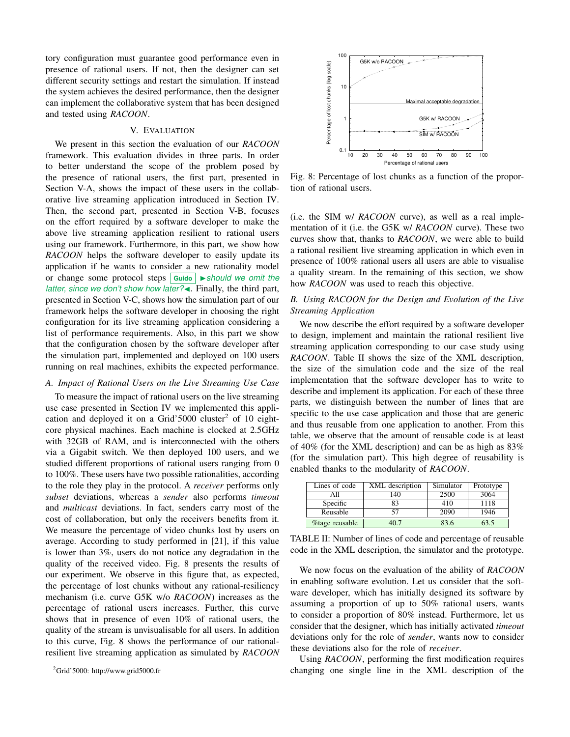tory configuration must guarantee good performance even in presence of rational users. If not, then the designer can set different security settings and restart the simulation. If instead the system achieves the desired performance, then the designer can implement the collaborative system that has been designed and tested using *RACOON*.

## V. Evaluation

We present in this section the evaluation of our *RACOON* framework. This evaluation divides in three parts. In order to better understand the scope of the problem posed by the presence of rational users, the first part, presented in Section V-A, shows the impact of these users in the collaborative live streaming application introduced in Section IV. Then, the second part, presented in Section V-B, focuses on the effort required by a software developer to make the above live streaming application resilient to rational users using our framework. Furthermore, in this part, we show how *RACOON* helps the software developer to easily update its application if he wants to consider a new rationality model or change some protocol steps Guido ►*should we omit the latter, since we don't show how later?*◄. Finally, the third part, presented in Section V-C, shows how the simulation part of our framework helps the software developer in choosing the right configuration for its live streaming application considering a list of performance requirements. Also, in this part we show that the configuration chosen by the software developer after the simulation part, implemented and deployed on 100 users running on real machines, exhibits the expected performance.

### A. Impact of Rational Users on the Live Streaming Use Case

To measure the impact of rational users on the live streaming use case presented in Section IV we implemented this application and deployed it on a Grid'5000 cluster[2] of 10 eight-core physical machines. Each machine is clocked at 2.5GHz with 32GB of RAM, and is interconnected with the others via a Gigabit switch. We then deployed 100 users, and we studied different proportions of rational users ranging from 0 to 100%. These users have two possible rationalities, according to the role they play in the protocol. A *receiver* performs only *subset* deviations, whereas a *sender* also performs *timeout* and *multicast* deviations. In fact, senders carry most of the cost of collaboration, but only the receivers benefits from it. We measure the percentage of video chunks lost by users on average. According to study performed in [21], if this value is lower than 3%, users do not notice any degradation in the quality of the received video. Fig. 8 presents the results of our experiment. We observe in this figure that, as expected, the percentage of lost chunks without any rational-resiliency mechanism (i.e. curve G5K w/o *RACOON*) increases as the percentage of rational users increases. Further, this curve shows that in presence of even 10% of rational users, the quality of the stream is unvisualisable for all users. In addition to this curve, Fig. 8 shows the performance of our rational-resilient live streaming application as simulated by *RACOON* (i.e. the SIM w/ *RACOON* curve), as well as a real implementation of it (i.e. the G5K w/ *RACOON* curve). These two curves show that, thanks to *RACOON*, we were able to build a rational resilient live streaming application in which even in presence of 100% rational users all users are able to visualise a quality stream. In the remaining of this section, we show how *RACOON* was used to reach this objective.

[2] Grid'5000: http://www.grid5000.fr

Fig. 8: Percentage of lost chunks as a function of the proportion of rational users.

### B. Using RACOON for the Design and Evolution of the Live Streaming Application

We now describe the effort required by a software developer to design, implement and maintain the rational resilient live streaming application corresponding to our case study using *RACOON*. Table II shows the size of the XML description, the size of the simulation code and the size of the real implementation that the software developer has to write to describe and implement its application. For each of these three parts, we distinguish between the number of lines that are specific to the use case application and those that are generic and thus reusable from one application to another. From this table, we observe that the amount of reusable code is at least of 40% (for the XML description) and can be as high as 83% (for the simulation part). This high degree of reusability is enabled thanks to the modularity of *RACOON*.

| Lines of code | XML description | Simulator | Prototype |
|---|---|---|---|
| All | 140 | 2500 | 3064 |
| Specific | 83 | 410 | 1118 |
| Reusable | 57 | 2090 | 1946 |
| %tage reusable | 40.7 | 83.6 | 63.5 |

TABLE II: Number of lines of code and percentage of reusable code in the XML description, the simulator and the prototype.

We now focus on the evaluation of the ability of *RACOON* in enabling software evolution. Let us consider that the software developer, which has initially designed its software by assuming a proportion of up to 50% rational users, wants to consider a proportion of 80% instead. Furthermore, let us consider that the designer, which has initially activated *timeout* deviations only for the role of *sender*, wants now to consider these deviations also for the role of *receiver*.

Using *RACOON*, performing the first modification requires changing one single line in the XML description of the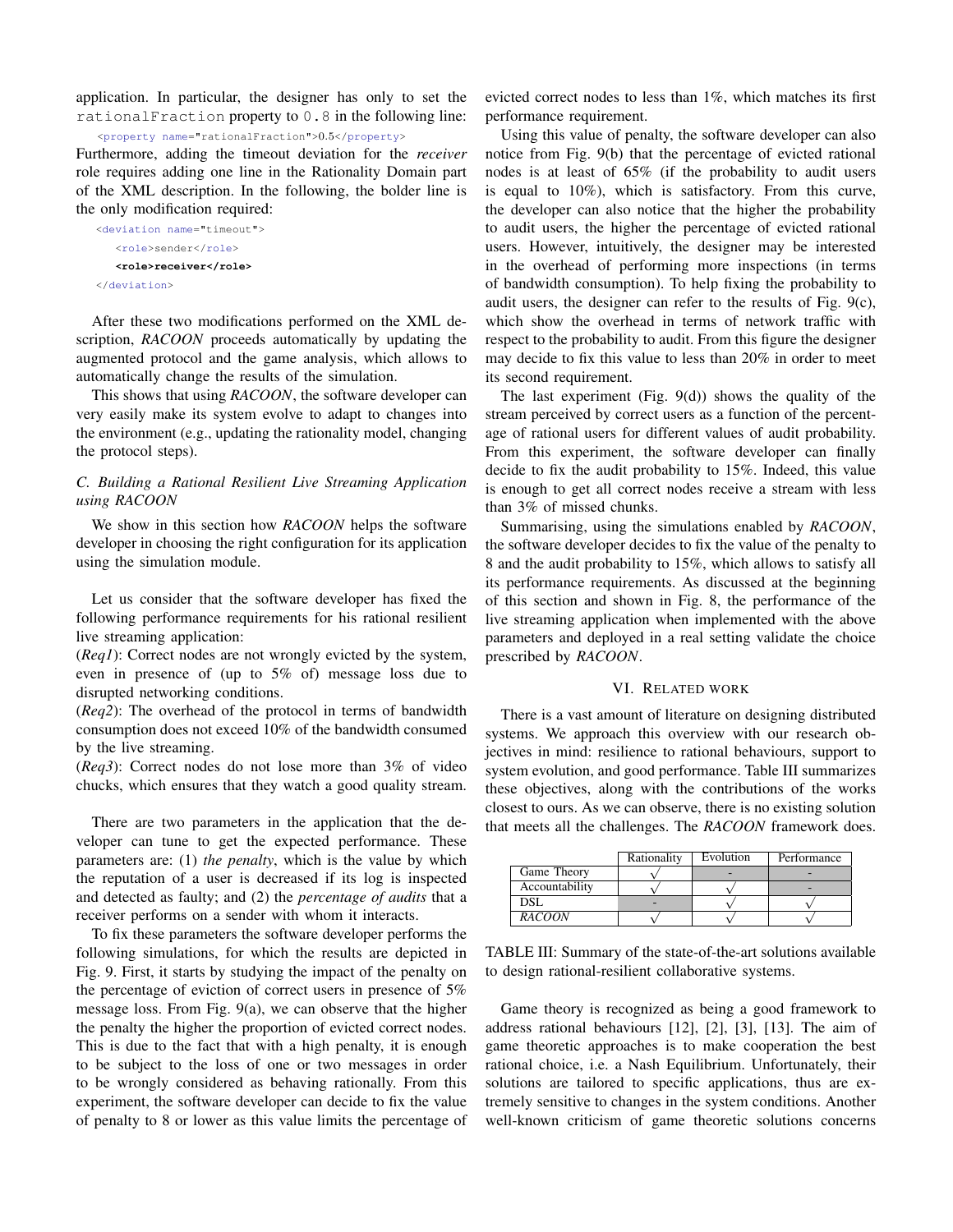application. In particular, the designer has only to set the `rationalFraction` property to `0.8` in the following line:

```
<property name="rationalFraction">0.5</property>
```

Furthermore, adding the timeout deviation for the *receiver* role requires adding one line in the Rationality Domain part of the XML description. In the following, the bolder line is the only modification required:

```
<deviation name="timeout">
   <role>sender</role>
   <role>receiver</role>
</deviation>
```

After these two modifications performed on the XML description, *RACOON* proceeds automatically by updating the augmented protocol and the game analysis, which allows to automatically change the results of the simulation.

This shows that using *RACOON*, the software developer can very easily make its system evolve to adapt to changes into the environment (e.g., updating the rationality model, changing the protocol steps).

### C. Building a Rational Resilient Live Streaming Application using RACOON

We show in this section how *RACOON* helps the software developer in choosing the right configuration for its application using the simulation module.

Let us consider that the software developer has fixed the following performance requirements for his rational resilient live streaming application:

(*Req1*): Correct nodes are not wrongly evicted by the system, even in presence of (up to 5% of) message loss due to disrupted networking conditions.

(*Req2*): The overhead of the protocol in terms of bandwidth consumption does not exceed 10% of the bandwidth consumed by the live streaming.

(*Req3*): Correct nodes do not lose more than 3% of video chucks, which ensures that they watch a good quality stream.

There are two parameters in the application that the developer can tune to get the expected performance. These parameters are: (1) *the penalty*, which is the value by which the reputation of a user is decreased if its log is inspected and detected as faulty; and (2) the *percentage of audits* that a receiver performs on a sender with whom it interacts.

To fix these parameters the software developer performs the following simulations, for which the results are depicted in Fig. 9. First, it starts by studying the impact of the penalty on the percentage of eviction of correct users in presence of 5% message loss. From Fig. 9(a), we can observe that the higher the penalty the higher the proportion of evicted correct nodes. This is due to the fact that with a high penalty, it is enough to be subject to the loss of one or two messages in order to be wrongly considered as behaving rationally. From this experiment, the software developer can decide to fix the value of penalty to 8 or lower as this value limits the percentage of evicted correct nodes to less than 1%, which matches its first performance requirement.

Using this value of penalty, the software developer can also notice from Fig. 9(b) that the percentage of evicted rational nodes is at least of 65% (if the probability to audit users is equal to 10%), which is satisfactory. From this curve, the developer can also notice that the higher the probability to audit users, the higher the percentage of evicted rational users. However, intuitively, the designer may be interested in the overhead of performing more inspections (in terms of bandwidth consumption). To help fixing the probability to audit users, the designer can refer to the results of Fig. 9(c), which show the overhead in terms of network traffic with respect to the probability to audit. From this figure the designer may decide to fix this value to less than 20% in order to meet its second requirement.

The last experiment (Fig. 9(d)) shows the quality of the stream perceived by correct users as a function of the percentage of rational users for different values of audit probability. From this experiment, the software developer can finally decide to fix the audit probability to 15%. Indeed, this value is enough to get all correct nodes receive a stream with less than 3% of missed chunks.

Summarising, using the simulations enabled by *RACOON*, the software developer decides to fix the value of the penalty to 8 and the audit probability to 15%, which allows to satisfy all its performance requirements. As discussed at the beginning of this section and shown in Fig. 8, the performance of the live streaming application when implemented with the above parameters and deployed in a real setting validate the choice prescribed by *RACOON*.

## VI. Related work

There is a vast amount of literature on designing distributed systems. We approach this overview with our research objectives in mind: resilience to rational behaviours, support to system evolution, and good performance. Table III summarizes these objectives, along with the contributions of the works closest to ours. As we can observe, there is no existing solution that meets all the challenges. The *RACOON* framework does.

| | Rationality | Evolution | Performance |
|---|---|---|---|
| Game Theory | √ | - | - |
| Accountability | √ | √ | - |
| DSL | - | √ | √ |
| *RACOON* | √ | √ | √ |

TABLE III: Summary of the state-of-the-art solutions available to design rational-resilient collaborative systems.

Game theory is recognized as being a good framework to address rational behaviours [12], [2], [3], [13]. The aim of game theoretic approaches is to make cooperation the best rational choice, i.e. a Nash Equilibrium. Unfortunately, their solutions are tailored to specific applications, thus are extremely sensitive to changes in the system conditions. Another well-known criticism of game theoretic solutions concerns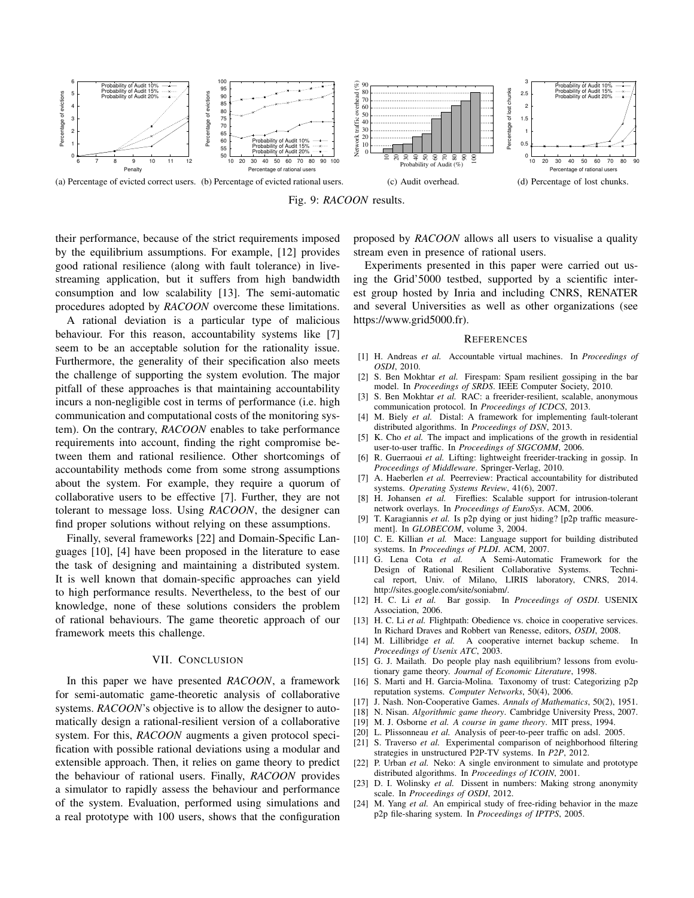(a) Percentage of evicted correct users. (b) Percentage of evicted rational users. (c) Audit overhead. (d) Percentage of lost chunks.

Fig. 9: *RACOON* results.

their performance, because of the strict requirements imposed by the equilibrium assumptions. For example, [12] provides good rational resilience (along with fault tolerance) in live-streaming application, but it suffers from high bandwidth consumption and low scalability [13]. The semi-automatic procedures adopted by *RACOON* overcome these limitations.

A rational deviation is a particular type of malicious behaviour. For this reason, accountability systems like [7] seem to be an acceptable solution for the rationality issue. Furthermore, the generality of their specification also meets the challenge of supporting the system evolution. The major pitfall of these approaches is that maintaining accountability incurs a non-negligible cost in terms of performance (i.e. high communication and computational costs of the monitoring system). On the contrary, *RACOON* enables to take performance requirements into account, finding the right compromise between them and rational resilience. Other shortcomings of accountability methods come from some strong assumptions about the system. For example, they require a quorum of collaborative users to be effective [7]. Further, they are not tolerant to message loss. Using *RACOON*, the designer can find proper solutions without relying on these assumptions.

Finally, several frameworks [22] and Domain-Specific Languages [10], [4] have been proposed in the literature to ease the task of designing and maintaining a distributed system. It is well known that domain-specific approaches can yield to high performance results. Nevertheless, to the best of our knowledge, none of these solutions considers the problem of rational behaviours. The game theoretic approach of our framework meets this challenge.

## VII. Conclusion

In this paper we have presented *RACOON*, a framework for semi-automatic game-theoretic analysis of collaborative systems. *RACOON*'s objective is to allow the designer to automatically design a rational-resilient version of a collaborative system. For this, *RACOON* augments a given protocol specification with possible rational deviations using a modular and extensible approach. Then, it relies on game theory to predict the behaviour of rational users. Finally, *RACOON* provides a simulator to rapidly assess the behaviour and performance of the system. Evaluation, performed using simulations and a real prototype with 100 users, shows that the configuration proposed by *RACOON* allows all users to visualise a quality stream even in presence of rational users.

Experiments presented in this paper were carried out using the Grid'5000 testbed, supported by a scientific interest group hosted by Inria and including CNRS, RENATER and several Universities as well as other organizations (see https://www.grid5000.fr).

## References

[1] H. Andreas *et al.* Accountable virtual machines. In *Proceedings of OSDI*, 2010.

[2] S. Ben Mokhtar *et al.* Firespam: Spam resilient gossiping in the bar model. In *Proceedings of SRDS*. IEEE Computer Society, 2010.

[3] S. Ben Mokhtar *et al.* RAC: a freerider-resilient, scalable, anonymous communication protocol. In *Proceedings of ICDCS*, 2013.

[4] M. Biely *et al.* Distal: A framework for implementing fault-tolerant distributed algorithms. In *Proceedings of DSN*, 2013.

[5] K. Cho *et al.* The impact and implications of the growth in residential user-to-user traffic. In *Proceedings of SIGCOMM*, 2006.

[6] R. Guerraoui *et al.* Lifting: lightweight freerider-tracking in gossip. In *Proceedings of Middleware*. Springer-Verlag, 2010.

[7] A. Haeberlen *et al.* Peerreview: Practical accountability for distributed systems. *Operating Systems Review*, 41(6), 2007.

[8] H. Johansen *et al.* Fireflies: Scalable support for intrusion-tolerant network overlays. In *Proceedings of EuroSys*. ACM, 2006.

[9] T. Karagiannis *et al.* Is p2p dying or just hiding? [p2p traffic measurement]. In *GLOBECOM*, volume 3, 2004.

[10] C. E. Killian *et al.* Mace: Language support for building distributed systems. In *Proceedings of PLDI*. ACM, 2007.

[11] G. Lena Cota *et al.* A Semi-Automatic Framework for the Design of Rational Resilient Collaborative Systems. Technical report, Univ. of Milano, LIRIS laboratory, CNRS, 2014. http://sites.google.com/site/soniabm/.

[12] H. C. Li *et al.* Bar gossip. In *Proceedings of OSDI*. USENIX Association, 2006.

[13] H. C. Li *et al.* Flightpath: Obedience vs. choice in cooperative services. In Richard Draves and Robbert van Renesse, editors, *OSDI*, 2008.

[14] M. Lillibridge *et al.* A cooperative internet backup scheme. In *Proceedings of Usenix ATC*, 2003.

[15] G. J. Mailath. Do people play nash equilibrium? lessons from evolutionary game theory. *Journal of Economic Literature*, 1998.

[16] S. Marti and H. Garcia-Molina. Taxonomy of trust: Categorizing p2p reputation systems. *Computer Networks*, 50(4), 2006.

[17] J. Nash. Non-Cooperative Games. *Annals of Mathematics*, 50(2), 1951.

[18] N. Nisan. *Algorithmic game theory*. Cambridge University Press, 2007.

[19] M. J. Osborne *et al. A course in game theory*. MIT press, 1994.

[20] L. Plissonneau *et al.* Analysis of peer-to-peer traffic on adsl. 2005.

[21] S. Traverso *et al.* Experimental comparison of neighborhood filtering strategies in unstructured P2P-TV systems. In *P2P*, 2012.

[22] P. Urban *et al.* Neko: A single environment to simulate and prototype distributed algorithms. In *Proceedings of ICOIN*, 2001.

[23] D. I. Wolinsky *et al.* Dissent in numbers: Making strong anonymity scale. In *Proceedings of OSDI*, 2012.

[24] M. Yang *et al.* An empirical study of free-riding behavior in the maze p2p file-sharing system. In *Proceedings of IPTPS*, 2005.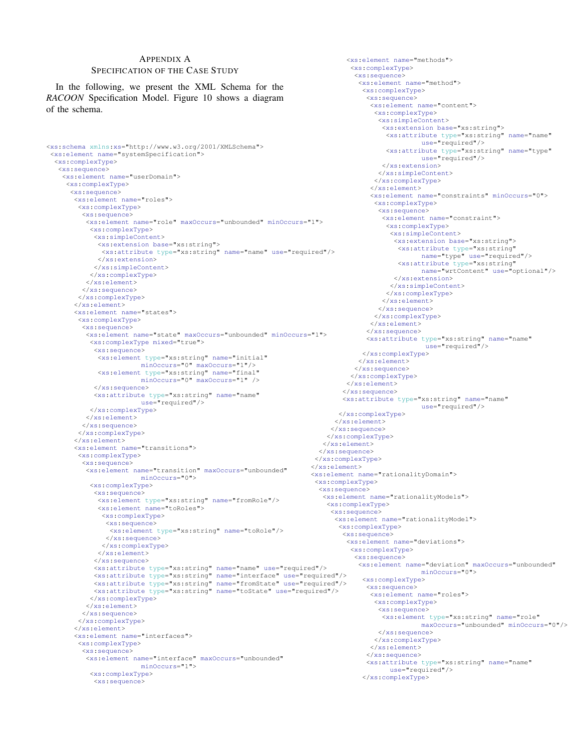# Appendix A
## Specification of the Case Study

In the following, we present the XML Schema for the *RACOON* Specification Model. Figure 10 shows a diagram of the schema.

```
<xs:schema xmlns:xs="http://www.w3.org/2001/XMLSchema">
 <xs:element name="systemSpecification">
  <xs:complexType>
   <xs:sequence>
    <xs:element name="userDomain">
     <xs:complexType>
      <xs:sequence>
       <xs:element name="roles">
        <xs:complexType>
         <xs:sequence>
          <xs:element name="role" maxOccurs="unbounded" minOccurs="1">
           <xs:complexType>
            <xs:simpleContent>
             <xs:extension base="xs:string">
              <xs:attribute type="xs:string" name="name" use="required"/>
             </xs:extension>
            </xs:simpleContent>
           </xs:complexType>
          </xs:element>
         </xs:sequence>
        </xs:complexType>
       </xs:element>
       <xs:element name="states">
        <xs:complexType>
         <xs:sequence>
          <xs:element name="state" maxOccurs="unbounded" minOccurs="1">
           <xs:complexType mixed="true">
            <xs:sequence>
             <xs:element type="xs:string" name="initial"
                         minOccurs="0" maxOccurs="1"/>
             <xs:element type="xs:string" name="final"
                         minOccurs="0" maxOccurs="1" />
            </xs:sequence>
            <xs:attribute type="xs:string" name="name"
                          use="required"/>
           </xs:complexType>
          </xs:element>
         </xs:sequence>
        </xs:complexType>
       </xs:element>
       <xs:element name="transitions">
        <xs:complexType>
         <xs:sequence>
          <xs:element name="transition" maxOccurs="unbounded"
                      minOccurs="0">
           <xs:complexType>
            <xs:sequence>
             <xs:element type="xs:string" name="fromRole"/>
             <xs:element name="toRoles">
              <xs:complexType>
               <xs:sequence>
                <xs:element type="xs:string" name="toRole"/>
               </xs:sequence>
              </xs:complexType>
             </xs:element>
            </xs:sequence>
            <xs:attribute type="xs:string" name="name" use="required"/>
            <xs:attribute type="xs:string" name="interface" use="required"/>
            <xs:attribute type="xs:string" name="fromState" use="required"/>
            <xs:attribute type="xs:string" name="toState" use="required"/>
           </xs:complexType>
          </xs:element>
         </xs:sequence>
        </xs:complexType>
       </xs:element>
       <xs:element name="interfaces">
        <xs:complexType>
         <xs:sequence>
          <xs:element name="interface" maxOccurs="unbounded"
                      minOccurs="1">
           <xs:complexType>
            <xs:sequence>
             <xs:element name="methods">
              <xs:complexType>
               <xs:sequence>
                <xs:element name="method">
                 <xs:complexType>
                  <xs:sequence>
                   <xs:element name="content">
                    <xs:complexType>
                     <xs:simpleContent>
                      <xs:extension base="xs:string">
                       <xs:attribute type="xs:string" name="name"
                                     use="required"/>
                       <xs:attribute type="xs:string" name="type"
                                     use="required"/>
                      </xs:extension>
                     </xs:simpleContent>
                    </xs:complexType>
                   </xs:element>
                   <xs:element name="constraints" minOccurs="0">
                    <xs:complexType>
                     <xs:sequence>
                      <xs:element name="constraint">
                       <xs:complexType>
                        <xs:simpleContent>
                         <xs:extension base="xs:string">
                          <xs:attribute type="xs:string"
                                        name="type" use="required"/>
                          <xs:attribute type="xs:string"
                                        name="wrtContent" use="optional"/>
                         </xs:extension>
                        </xs:simpleContent>
                       </xs:complexType>
                      </xs:element>
                     </xs:sequence>
                    </xs:complexType>
                   </xs:element>
                  </xs:sequence>
                  <xs:attribute type="xs:string" name="name"
                                use="required"/>
                 </xs:complexType>
                </xs:element>
               </xs:sequence>
              </xs:complexType>
             </xs:element>
            </xs:sequence>
            <xs:attribute type="xs:string" name="name"
                          use="required"/>
           </xs:complexType>
          </xs:element>
         </xs:sequence>
        </xs:complexType>
       </xs:element>
      </xs:sequence>
     </xs:complexType>
    </xs:element>
    <xs:element name="rationalityDomain">
     <xs:complexType>
      <xs:sequence>
       <xs:element name="rationalityModels">
        <xs:complexType>
         <xs:sequence>
          <xs:element name="rationalityModel">
           <xs:complexType>
            <xs:sequence>
             <xs:element name="deviations">
              <xs:complexType>
               <xs:sequence>
                <xs:element name="deviation" maxOccurs="unbounded"
                            minOccurs="0">
                 <xs:complexType>
                  <xs:sequence>
                   <xs:element name="roles">
                    <xs:complexType>
                     <xs:sequence>
                      <xs:element type="xs:string" name="role"
                                  maxOccurs="unbounded" minOccurs="0"/>
                     </xs:sequence>
                    </xs:complexType>
                   </xs:element>
                  </xs:sequence>
                  <xs:attribute type="xs:string" name="name"
                                use="required"/>
                 </xs:complexType>
```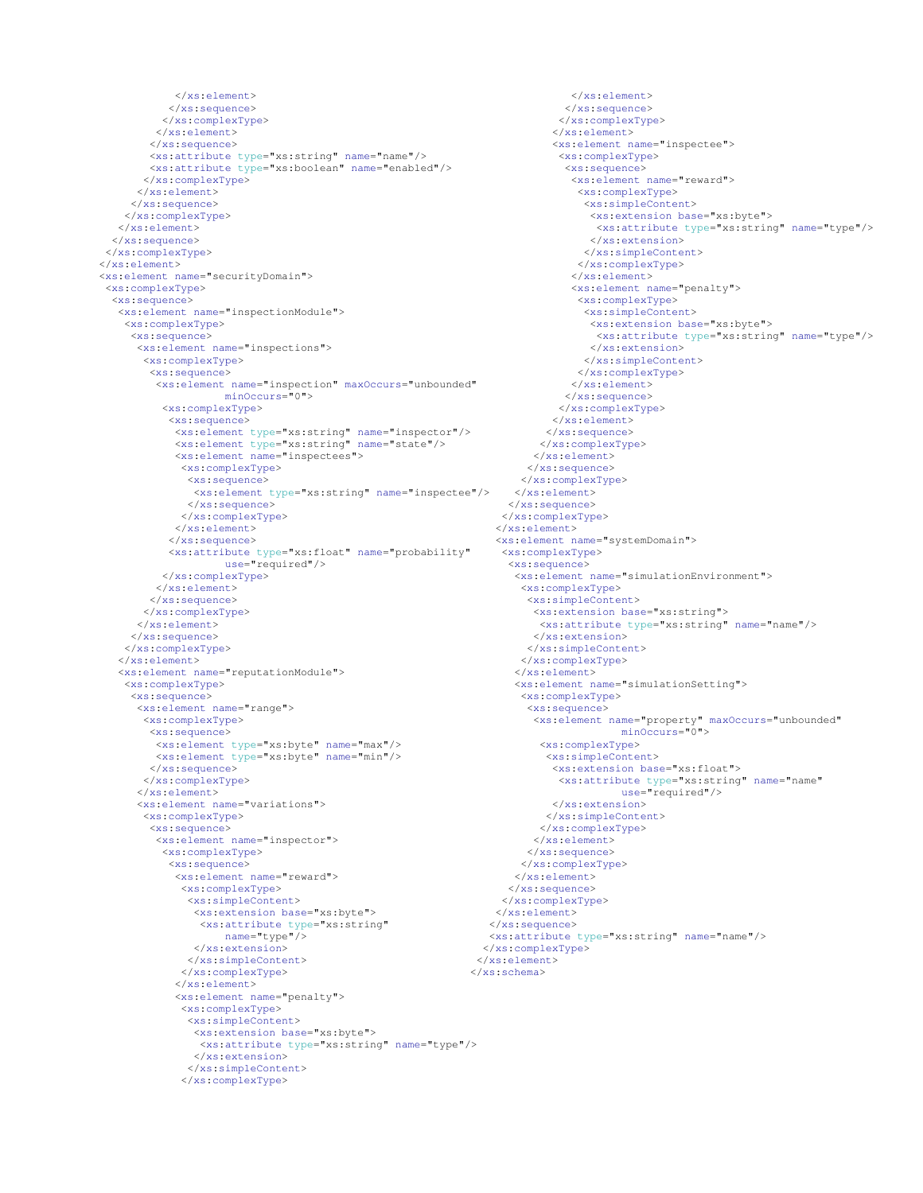```
          </xs:element>
         </xs:sequence>
        </xs:complexType>
       </xs:element>
      </xs:sequence>
      <xs:attribute type="xs:string" name="name"/>
      <xs:attribute type="xs:boolean" name="enabled"/>
     </xs:complexType>
    </xs:element>
   </xs:sequence>
  </xs:complexType>
 </xs:element>
 </xs:sequence>
 </xs:complexType>
</xs:element>
<xs:element name="securityDomain">
 <xs:complexType>
  <xs:sequence>
   <xs:element name="inspectionModule">
    <xs:complexType>
     <xs:sequence>
      <xs:element name="inspections">
       <xs:complexType>
        <xs:sequence>
         <xs:element name="inspection" maxOccurs="unbounded"
                   minOccurs="0">
          <xs:complexType>
           <xs:sequence>
            <xs:element type="xs:string" name="inspector"/>
            <xs:element type="xs:string" name="state"/>
            <xs:element name="inspectees">
             <xs:complexType>
              <xs:sequence>
               <xs:element type="xs:string" name="inspectee"/>
              </xs:sequence>
             </xs:complexType>
            </xs:element>
           </xs:sequence>
           <xs:attribute type="xs:float" name="probability"
                   use="required"/>
          </xs:complexType>
         </xs:element>
        </xs:sequence>
       </xs:complexType>
      </xs:element>
     </xs:sequence>
    </xs:complexType>
   </xs:element>
   <xs:element name="reputationModule">
    <xs:complexType>
     <xs:sequence>
      <xs:element name="range">
       <xs:complexType>
        <xs:sequence>
         <xs:element type="xs:byte" name="max"/>
         <xs:element type="xs:byte" name="min"/>
        </xs:sequence>
       </xs:complexType>
      </xs:element>
      <xs:element name="variations">
       <xs:complexType>
        <xs:sequence>
         <xs:element name="inspector">
          <xs:complexType>
           <xs:sequence>
            <xs:element name="reward">
             <xs:complexType>
              <xs:simpleContent>
               <xs:extension base="xs:byte">
                <xs:attribute type="xs:string"
                   name="type"/>
               </xs:extension>
              </xs:simpleContent>
             </xs:complexType>
            </xs:element>
            <xs:element name="penalty">
             <xs:complexType>
              <xs:simpleContent>
               <xs:extension base="xs:byte">
                <xs:attribute type="xs:string" name="type"/>
               </xs:extension>
              </xs:simpleContent>
             </xs:complexType>
            </xs:element>
           </xs:sequence>
          </xs:complexType>
         </xs:element>
         <xs:element name="inspectee">
          <xs:complexType>
           <xs:sequence>
            <xs:element name="reward">
             <xs:complexType>
              <xs:simpleContent>
               <xs:extension base="xs:byte">
                <xs:attribute type="xs:string" name="type"/>
               </xs:extension>
              </xs:simpleContent>
             </xs:complexType>
            </xs:element>
            <xs:element name="penalty">
             <xs:complexType>
              <xs:simpleContent>
               <xs:extension base="xs:byte">
                <xs:attribute type="xs:string" name="type"/>
               </xs:extension>
              </xs:simpleContent>
             </xs:complexType>
            </xs:element>
           </xs:sequence>
          </xs:complexType>
         </xs:element>
        </xs:sequence>
       </xs:complexType>
      </xs:element>
     </xs:sequence>
    </xs:complexType>
   </xs:element>
  </xs:sequence>
 </xs:complexType>
</xs:element>
<xs:element name="systemDomain">
 <xs:complexType>
  <xs:sequence>
   <xs:element name="simulationEnvironment">
    <xs:complexType>
     <xs:simpleContent>
      <xs:extension base="xs:string">
       <xs:attribute type="xs:string" name="name"/>
      </xs:extension>
     </xs:simpleContent>
    </xs:complexType>
   </xs:element>
   <xs:element name="simulationSetting">
    <xs:complexType>
     <xs:sequence>
      <xs:element name="property" maxOccurs="unbounded"
                minOccurs="0">
       <xs:complexType>
        <xs:simpleContent>
         <xs:extension base="xs:float">
          <xs:attribute type="xs:string" name="name"
                use="required"/>
         </xs:extension>
        </xs:simpleContent>
       </xs:complexType>
      </xs:element>
     </xs:sequence>
    </xs:complexType>
   </xs:element>
  </xs:sequence>
 </xs:complexType>
</xs:element>
</xs:sequence>
<xs:attribute type="xs:string" name="name"/>
</xs:complexType>
</xs:element>
</xs:schema>
```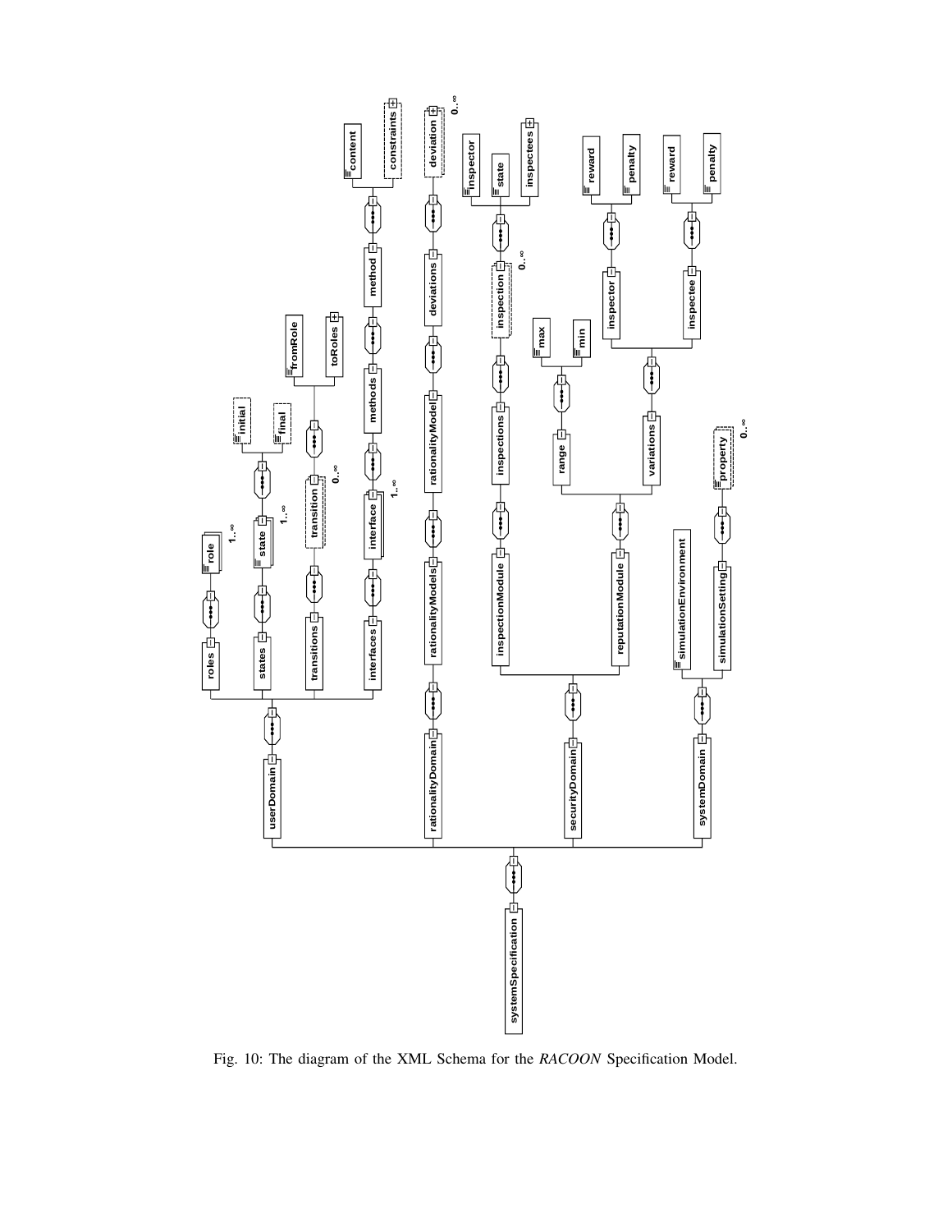Fig. 10: The diagram of the XML Schema for the *RACOON* Specification Model.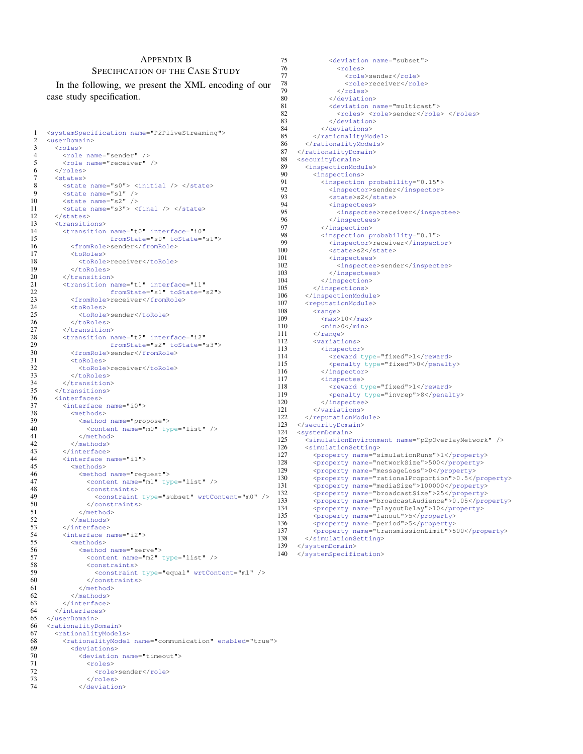## Appendix B
## Specification of the Case Study

In the following, we present the XML encoding of our case study specification.

```
1   <systemSpecification name="P2PliveStreaming">
2   <userDomain>
3     <roles>
4       <role name="sender" />
5       <role name="receiver" />
6     </roles>
7     <states>
8       <state name="s0"> <initial /> </state>
9       <state name="s1" />
10      <state name="s2" />
11      <state name="s3"> <final /> </state>
12    </states>
13    <transitions>
14      <transition name="t0" interface="i0"
15                  fromState="s0" toState="s1">
16        <fromRole>sender</fromRole>
17        <toRoles>
18          <toRole>receiver</toRole>
19        </toRoles>
20      </transition>
21      <transition name="t1" interface="i1"
22                  fromState="s1" toState="s2">
23        <fromRole>receiver</fromRole>
24        <toRoles>
25          <toRole>sender</toRole>
26        </toRoles>
27      </transition>
28      <transition name="t2" interface="i2"
29                  fromState="s2" toState="s3">
30        <fromRole>sender</fromRole>
31        <toRoles>
32          <toRole>receiver</toRole>
33        </toRoles>
34      </transition>
35    </transitions>
36    <interfaces>
37      <interface name="i0">
38        <methods>
39          <method name="propose">
40            <content name="m0" type="list" />
41          </method>
42        </methods>
43      </interface>
44      <interface name="i1">
45        <methods>
46          <method name="request">
47            <content name="m1" type="list" />
48            <constraints>
49              <constraint type="subset" wrtContent="m0" />
50            </constraints>
51          </method>
52        </methods>
53      </interface>
54      <interface name="i2">
55        <methods>
56          <method name="serve">
57            <content name="m2" type="list" />
58            <constraints>
59              <constraint type="equal" wrtContent="m1" />
60            </constraints>
61          </method>
62        </methods>
63      </interface>
64    </interfaces>
65  </userDomain>
66  <rationalityDomain>
67    <rationalityModels>
68      <rationalityModel name="communication" enabled="true">
69        <deviations>
70          <deviation name="timeout">
71            <roles>
72              <role>sender</role>
73            </roles>
74          </deviation>
75          <deviation name="subset">
76            <roles>
77              <role>sender</role>
78              <role>receiver</role>
79            </roles>
80          </deviation>
81          <deviation name="multicast">
82            <roles> <role>sender</role> </roles>
83          </deviation>
84        </deviations>
85      </rationalityModel>
86    </rationalityModels>
87  </rationalityDomain>
88  <securityDomain>
89    <inspectionModule>
90      <inspections>
91        <inspection probability="0.15">
92          <inspector>sender</inspector>
93          <state>s2</state>
94          <inspectees>
95            <inspectee>receiver</inspectee>
96          </inspectees>
97        </inspection>
98        <inspection probability="0.1">
99          <inspector>receiver</inspector>
100         <state>s2</state>
101         <inspectees>
102           <inspectee>sender</inspectee>
103         </inspectees>
104       </inspection>
105     </inspections>
106   </inspectionModule>
107   <reputationModule>
108     <range>
109       <max>10</max>
110       <min>0</min>
111     </range>
112     <variations>
113       <inspector>
114         <reward type="fixed">1</reward>
115         <penalty type="fixed">0</penalty>
116       </inspector>
117       <inspectee>
118         <reward type="fixed">1</reward>
119         <penalty type="invrep">8</penalty>
120       </inspectee>
121     </variations>
122   </reputationModule>
123 </securityDomain>
124 <systemDomain>
125   <simulationEnvironment name="p2pOverlayNetwork" />
126   <simulationSetting>
127     <property name="simulationRuns">1</property>
128     <property name="networkSize">500</property>
129     <property name="messageLoss">0</property>
130     <property name="rationalProportion">0.5</property>
131     <property name="mediaSize">100000</property>
132     <property name="broadcastSize">25</property>
133     <property name="broadcastAudience">0.05</property>
134     <property name="playoutDelay">10</property>
135     <property name="fanout">5</property>
136     <property name="period">5</property>
137     <property name="transmissionLimit">500</property>
138   </simulationSetting>
139 </systemDomain>
140 </systemSpecification>
```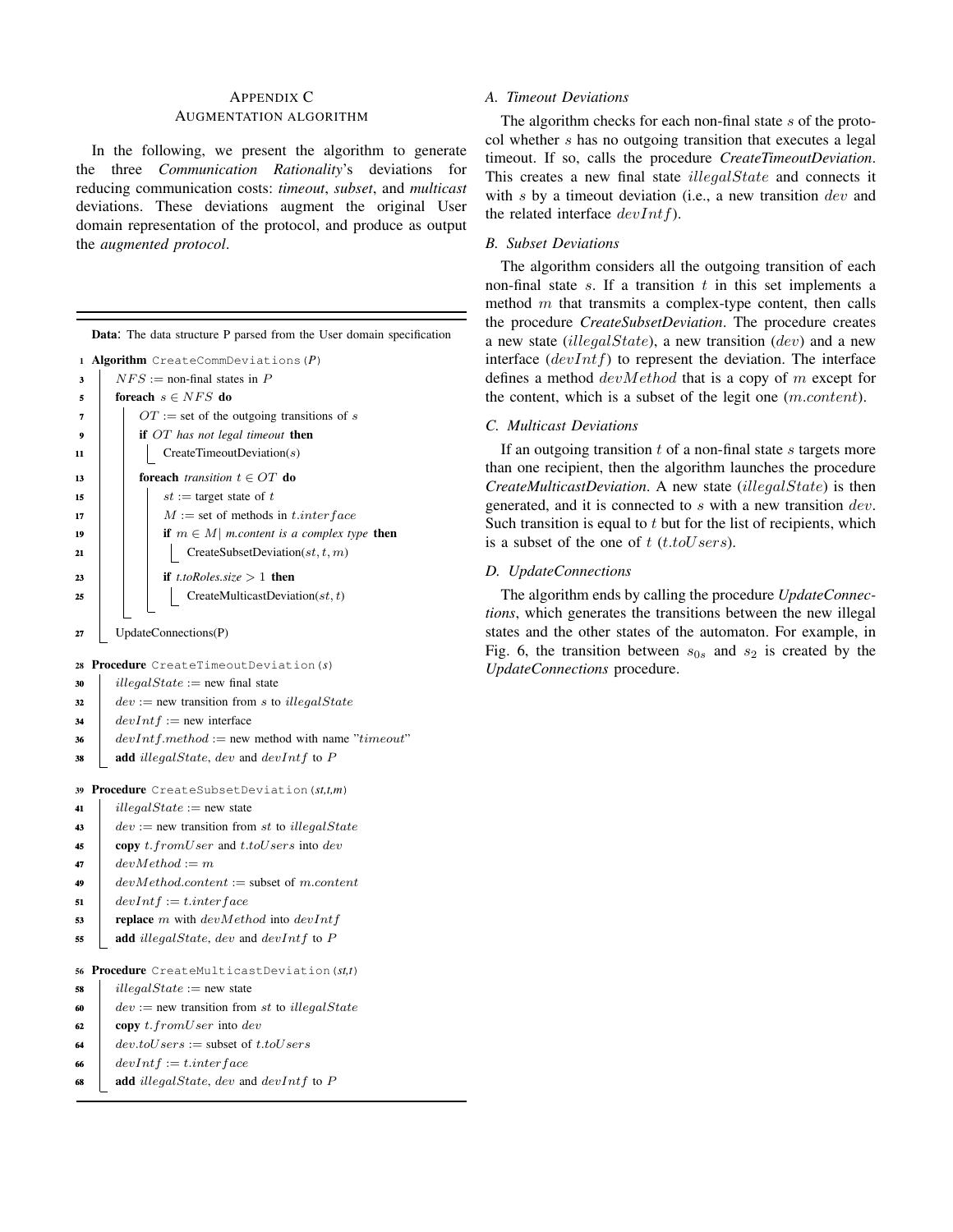## Appendix C
## Augmentation Algorithm

In the following, we present the algorithm to generate the three *Communication Rationality*'s deviations for reducing communication costs: *timeout*, *subset*, and *multicast* deviations. These deviations augment the original User domain representation of the protocol, and produce as output the *augmented protocol*.

```
Data: The data structure P parsed from the User domain specification
1  Algorithm CreateCommDeviations(P)
3      NFS := non-final states in P
5      foreach s ∈ NFS do
7          OT := set of the outgoing transitions of s
9          if OT has not legal timeout then
11             CreateTimeoutDeviation(s)
13         foreach transition t ∈ OT do
15             st := target state of t
17             M := set of methods in t.interface
19             if m ∈ M| m.content is a complex type then
21                 CreateSubsetDeviation(st, t, m)
23             if t.toRoles.size > 1 then
25                 CreateMulticastDeviation(st, t)
27     UpdateConnections(P)
28 Procedure CreateTimeoutDeviation(s)
30     illegalState := new final state
32     dev := new transition from s to illegalState
34     devIntf := new interface
36     devIntf.method := new method with name "timeout"
38     add illegalState, dev and devIntf to P
39 Procedure CreateSubsetDeviation(st,t,m)
41     illegalState := new state
43     dev := new transition from st to illegalState
45     copy t.fromUser and t.toUsers into dev
47     devMethod := m
49     devMethod.content := subset of m.content
51     devIntf := t.interface
53     replace m with devMethod into devIntf
55     add illegalState, dev and devIntf to P
56 Procedure CreateMulticastDeviation(st,t)
58     illegalState := new state
60     dev := new transition from st to illegalState
62     copy t.fromUser into dev
64     dev.toUsers := subset of t.toUsers
66     devIntf := t.interface
68     add illegalState, dev and devIntf to P
```

### A. Timeout Deviations

The algorithm checks for each non-final state $s$ of the protocol whether $s$ has no outgoing transition that executes a legal timeout. If so, calls the procedure ***CreateTimeoutDeviation***. This creates a new final state $illegalState$ and connects it with $s$ by a timeout deviation (i.e., a new transition $dev$ and the related interface $devIntf$).

### B. Subset Deviations

The algorithm considers all the outgoing transition of each non-final state $s$. If a transition $t$ in this set implements a method $m$ that transmits a complex-type content, then calls the procedure ***CreateSubsetDeviation***. The procedure creates a new state ($illegalState$), a new transition ($dev$) and a new interface ($devIntf$) to represent the deviation. The interface defines a method $devMethod$ that is a copy of $m$ except for the content, which is a subset of the legit one ($m.content$).

### C. Multicast Deviations

If an outgoing transition $t$ of a non-final state $s$ targets more than one recipient, then the algorithm launches the procedure ***CreateMulticastDeviation***. A new state ($illegalState$) is then generated, and it is connected to $s$ with a new transition $dev$. Such transition is equal to $t$ but for the list of recipients, which is a subset of the one of $t$ ($t.toUsers$).

### D. UpdateConnections

The algorithm ends by calling the procedure *UpdateConnections*, which generates the transitions between the new illegal states and the other states of the automaton. For example, in Fig. 6, the transition between $s_{0s}$ and $s_2$ is created by the *UpdateConnections* procedure.